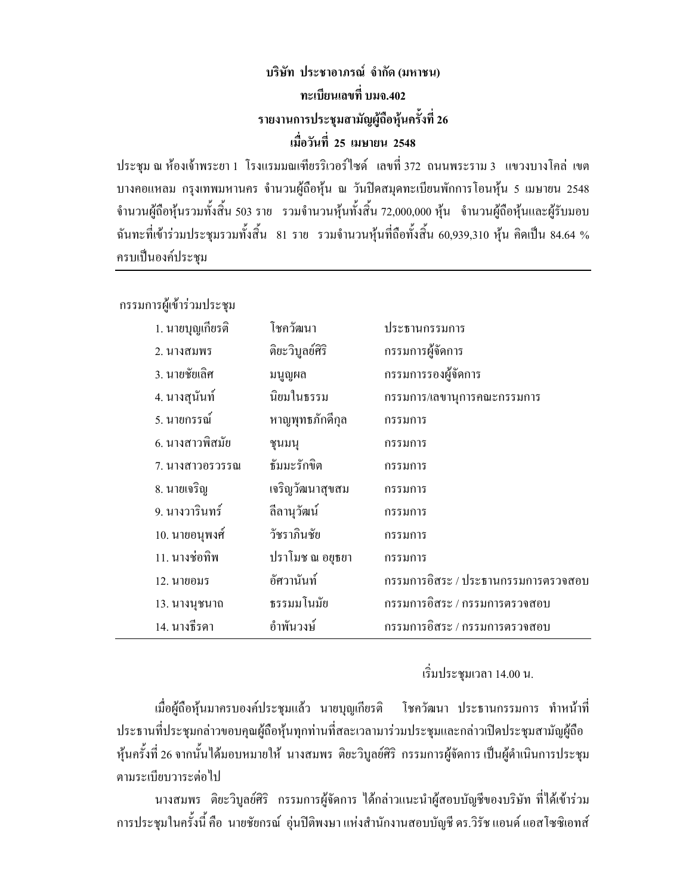**บริษัท ประชาอาภรณ์ จำกัด (มหาชน)**

**ทะเบียนเลขที่ บมจ.402**

**รายงานการประชุมสามัญผู้ถือหุ้นครั้งที่ 26**

**เมื่อวันที่ 25 เมษายน 2548**

ประชุม ณ ห้องเจ้าพระยา 1 โรงแรมมณเฑียรริเวอร์ไซด์ เลขที่ 372 ถนนพระราม 3 แขวงบางโคล่ เขตบางคอแหลม กรุงเทพมหานคร จำนวนผู้ถือหุ้น ณ วันปิดสมุดทะเบียนพักการโอนหุ้น 5 เมษายน 2548 จำนวนผู้ถือหุ้นรวมทั้งสิ้น 503 ราย รวมจำนวนหุ้นทั้งสิ้น 72,000,000 หุ้น จำนวนผู้ถือหุ้นและผู้รับมอบฉันทะที่เข้าร่วมประชุมรวมทั้งสิ้น 81 ราย รวมจำนวนหุ้นที่ถือทั้งสิ้น 60,939,310 หุ้น คิดเป็น 84.64 % ครบเป็นองค์ประชุม

---

กรรมการผู้เข้าร่วมประชุม

| ชื่อ | นามสกุล | ตำแหน่ง |
|---|---|---|
| 1. นายบุญเกียรติ | โชควัฒนา | ประธานกรรมการ |
| 2. นางสมพร | ติยะวิบูลย์ศิริ | กรรมการผู้จัดการ |
| 3. นายชัยเลิศ | มนูญผล | กรรมการรองผู้จัดการ |
| 4. นางสุนันท์ | นิยมในธรรม | กรรมการ/เลขานุการคณะกรรมการ |
| 5. นายกรรณ์ | หาญพุทธภักดีกุล | กรรมการ |
| 6. นางสาวพิสมัย | ชุนมนุ | กรรมการ |
| 7. นางสาวอรวรรณ | ธัมมะรักขิต | กรรมการ |
| 8. นายเจริญ | เจริญวัฒนาสุขสม | กรรมการ |
| 9. นางวารินทร์ | ลีลานุวัฒน์ | กรรมการ |
| 10. นายอนุพงศ์ | วัชราภินชัย | กรรมการ |
| 11. นางช่อทิพ | ปราโมช ณ อยุธยา | กรรมการ |
| 12. นายอมร | อัศวานันท์ | กรรมการอิสระ / ประธานกรรมการตรวจสอบ |
| 13. นางนุชนาถ | ธรรมมโนมัย | กรรมการอิสระ / กรรมการตรวจสอบ |
| 14. นางธีรดา | อำพันวงษ์ | กรรมการอิสระ / กรรมการตรวจสอบ |

เริ่มประชุมเวลา 14.00 น.

เมื่อผู้ถือหุ้นมาครบองค์ประชุมแล้ว นายบุญเกียรติ โชควัฒนา ประธานกรรมการ ทำหน้าที่ประธานที่ประชุมกล่าวขอบคุณผู้ถือหุ้นทุกท่านที่สละเวลามาร่วมประชุมและกล่าวเปิดประชุมสามัญผู้ถือหุ้นครั้งที่ 26 จากนั้นได้มอบหมายให้ นางสมพร ติยะวิบูลย์ศิริ กรรมการผู้จัดการ เป็นผู้ดำเนินการประชุมตามระเบียบวาระต่อไป

นางสมพร ติยะวิบูลย์ศิริ กรรมการผู้จัดการ ได้กล่าวแนะนำผู้สอบบัญชีของบริษัท ที่ได้เข้าร่วมการประชุมในครั้งนี้ คือ นายชัยกรณ์ อุ่นปิติพงษา แห่งสำนักงานสอบบัญชี ดร.วิรัช แอนด์ แอสโซซิเอทส์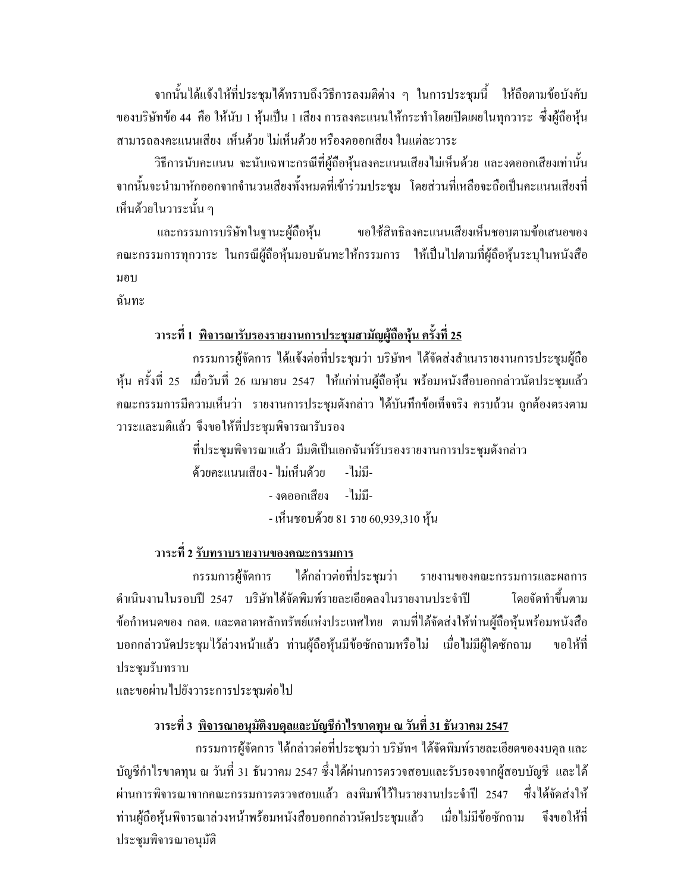จากนั้นได้แจ้งให้ที่ประชุมได้ทราบถึงวิธีการลงมติต่าง ๆ ในการประชุมนี้ ให้ถือตามข้อบังคับของบริษัทข้อ 44 คือ ให้นับ 1 หุ้นเป็น 1 เสียง การลงคะแนนให้กระทำโดยเปิดเผยในทุกวาระ ซึ่งผู้ถือหุ้นสามารถลงคะแนนเสียง เห็นด้วย ไม่เห็นด้วย หรืองดออกเสียง ในแต่ละวาระ

วิธีการนับคะแนน จะนับเฉพาะกรณีที่ผู้ถือหุ้นลงคะแนนเสียงไม่เห็นด้วย และงดออกเสียงเท่านั้น จากนั้นจะนำมาหักออกจากจำนวนเสียงทั้งหมดที่เข้าร่วมประชุม โดยส่วนที่เหลือจะถือเป็นคะแนนเสียงที่เห็นด้วยในวาระนั้น ๆ

และกรรมการบริษัทในฐานะผู้ถือหุ้น ขอใช้สิทธิลงคะแนนเสียงเห็นชอบตามข้อเสนอของคณะกรรมการทุกวาระ ในกรณีผู้ถือหุ้นมอบฉันทะให้กรรมการ ให้เป็นไปตามที่ผู้ถือหุ้นระบุในหนังสือมอบ
ฉันทะ

**วาระที่ 1 <u>พิจารณารับรองรายงานการประชุมสามัญผู้ถือหุ้น ครั้งที่ 25</u>**

กรรมการผู้จัดการ ได้แจ้งต่อที่ประชุมว่า บริษัทฯ ได้จัดส่งสำเนารายงานการประชุมผู้ถือหุ้น ครั้งที่ 25 เมื่อวันที่ 26 เมษายน 2547 ให้แก่ท่านผู้ถือหุ้น พร้อมหนังสือบอกกล่าวนัดประชุมแล้ว คณะกรรมการมีความเห็นว่า รายงานการประชุมดังกล่าว ได้บันทึกข้อเท็จจริง ครบถ้วน ถูกต้องตรงตามวาระและมติแล้ว จึงขอให้ที่ประชุมพิจารณารับรอง

ที่ประชุมพิจารณาแล้ว มีมติเป็นเอกฉันท์รับรองรายงานการประชุมดังกล่าว
ด้วยคะแนนเสียง - ไม่เห็นด้วย -ไม่มี-
- งดออกเสียง -ไม่มี-
- เห็นชอบด้วย 81 ราย 60,939,310 หุ้น

**วาระที่ 2 <u>รับทราบรายงานของคณะกรรมการ</u>**

กรรมการผู้จัดการ ได้กล่าวต่อที่ประชุมว่า รายงานของคณะกรรมการและผลการดำเนินงานในรอบปี 2547 บริษัทได้จัดพิมพ์รายละเอียดลงในรายงานประจำปี โดยจัดทำขึ้นตามข้อกำหนดของ กลต. และตลาดหลักทรัพย์แห่งประเทศไทย ตามที่ได้จัดส่งให้ท่านผู้ถือหุ้นพร้อมหนังสือบอกกล่าวนัดประชุมไว้ล่วงหน้าแล้ว ท่านผู้ถือหุ้นมีข้อซักถามหรือไม่ เมื่อไม่มีผู้ใดซักถาม ขอให้ที่ประชุมรับทราบ
และขอผ่านไปยังวาระการประชุมต่อไป

**วาระที่ 3 <u>พิจารณาอนุมัติงบดุลและบัญชีกำไรขาดทุน ณ วันที่ 31 ธันวาคม 2547</u>**

กรรมการผู้จัดการ ได้กล่าวต่อที่ประชุมว่า บริษัทฯ ได้จัดพิมพ์รายละเอียดของงบดุล และบัญชีกำไรขาดทุน ณ วันที่ 31 ธันวาคม 2547 ซึ่งได้ผ่านการตรวจสอบและรับรองจากผู้สอบบัญชี และได้ผ่านการพิจารณาจากคณะกรรมการตรวจสอบแล้ว ลงพิมพ์ไว้ในรายงานประจำปี 2547 ซึ่งได้จัดส่งให้ท่านผู้ถือหุ้นพิจารณาล่วงหน้าพร้อมหนังสือบอกกล่าวนัดประชุมแล้ว เมื่อไม่มีข้อซักถาม จึงขอให้ที่ประชุมพิจารณาอนุมัติ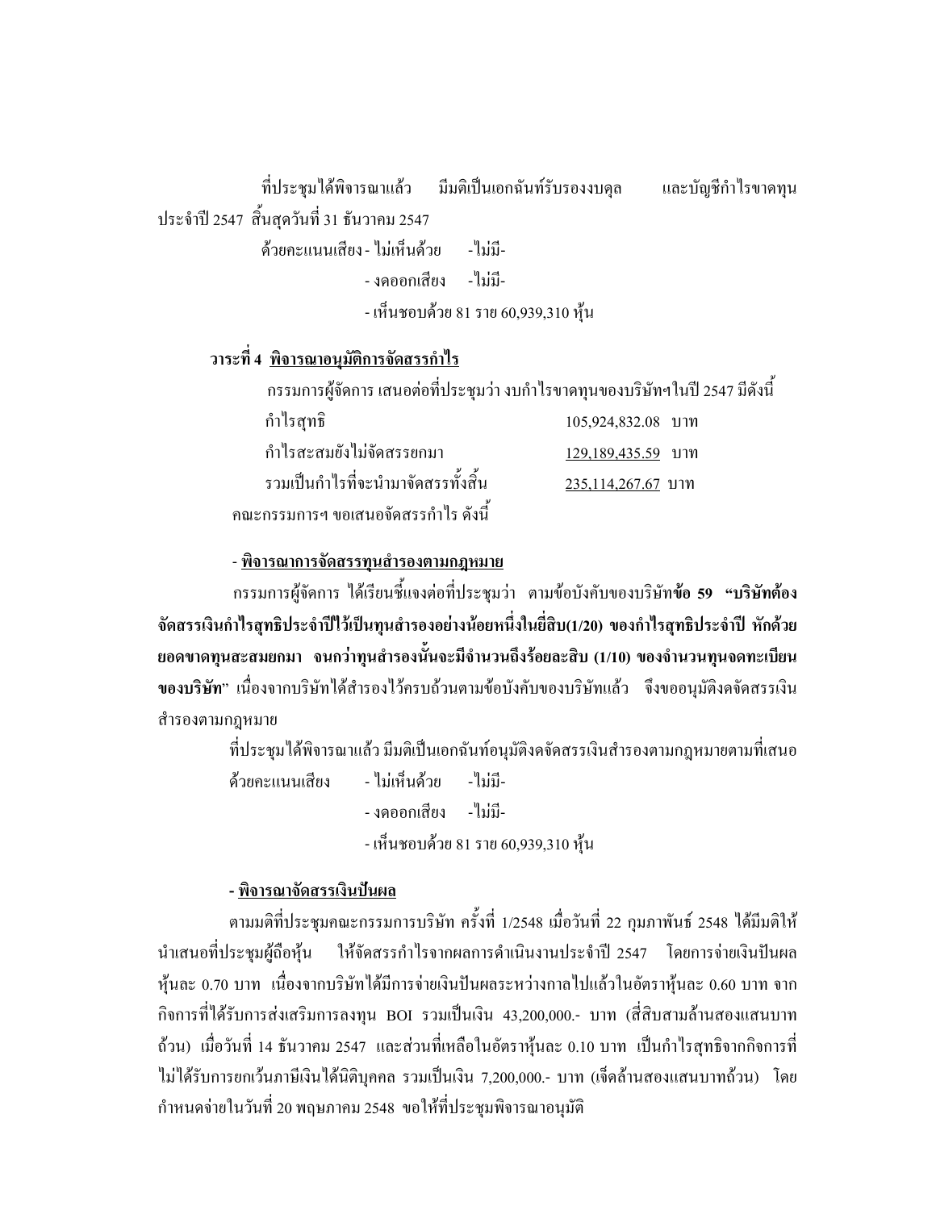ที่ประชุมได้พิจารณาแล้ว มีมติเป็นเอกฉันท์รับรองงบดุล และบัญชีกำไรขาดทุน ประจำปี 2547 สิ้นสุดวันที่ 31 ธันวาคม 2547

ด้วยคะแนนเสียง - ไม่เห็นด้วย -ไม่มี-

- งดออกเสียง -ไม่มี-

- เห็นชอบด้วย 81 ราย 60,939,310 หุ้น

**วาระที่ 4 <u>พิจารณาอนุมัติการจัดสรรกำไร</u>**

กรรมการผู้จัดการ เสนอต่อที่ประชุมว่า งบกำไรขาดทุนของบริษัทฯในปี 2547 มีดังนี้

| | |
|---|---|
| กำไรสุทธิ | 105,924,832.08 บาท |
| กำไรสะสมยังไม่จัดสรรยกมา | <u>129,189,435.59</u> บาท |
| รวมเป็นกำไรที่จะนำมาจัดสรรทั้งสิ้น | <u>235,114,267.67</u> บาท |

คณะกรรมการฯ ขอเสนอจัดสรรกำไร ดังนี้

**- <u>พิจารณาการจัดสรรทุนสำรองตามกฎหมาย</u>**

กรรมการผู้จัดการ ได้เรียนชี้แจงต่อที่ประชุมว่า ตามข้อบังคับของบริษัท**ข้อ 59 "บริษัทต้องจัดสรรเงินกำไรสุทธิประจำปีไว้เป็นทุนสำรองอย่างน้อยหนึ่งในยี่สิบ(1/20) ของกำไรสุทธิประจำปี หักด้วยยอดขาดทุนสะสมยกมา จนกว่าทุนสำรองนั้นจะมีจำนวนถึงร้อยละสิบ (1/10) ของจำนวนทุนจดทะเบียนของบริษัท**" เนื่องจากบริษัทได้สำรองไว้ครบถ้วนตามข้อบังคับของบริษัทแล้ว จึงขออนุมัติงดจัดสรรเงินสำรองตามกฎหมาย

ที่ประชุมได้พิจารณาแล้ว มีมติเป็นเอกฉันท์อนุมัติงดจัดสรรเงินสำรองตามกฎหมายตามที่เสนอ

ด้วยคะแนนเสียง - ไม่เห็นด้วย -ไม่มี-

- งดออกเสียง -ไม่มี-

- เห็นชอบด้วย 81 ราย 60,939,310 หุ้น

**- <u>พิจารณาจัดสรรเงินปันผล</u>**

ตามมติที่ประชุมคณะกรรมการบริษัท ครั้งที่ 1/2548 เมื่อวันที่ 22 กุมภาพันธ์ 2548 ได้มีมติให้นำเสนอที่ประชุมผู้ถือหุ้น ให้จัดสรรกำไรจากผลการดำเนินงานประจำปี 2547 โดยการจ่ายเงินปันผลหุ้นละ 0.70 บาท เนื่องจากบริษัทได้มีการจ่ายเงินปันผลระหว่างกาลไปแล้วในอัตราหุ้นละ 0.60 บาท จากกิจการที่ได้รับการส่งเสริมการลงทุน BOI รวมเป็นเงิน 43,200,000.- บาท (สี่สิบสามล้านสองแสนบาทถ้วน) เมื่อวันที่ 14 ธันวาคม 2547 และส่วนที่เหลือในอัตราหุ้นละ 0.10 บาท เป็นกำไรสุทธิจากกิจการที่ไม่ได้รับการยกเว้นภาษีเงินได้นิติบุคคล รวมเป็นเงิน 7,200,000.- บาท (เจ็ดล้านสองแสนบาทถ้วน) โดยกำหนดจ่ายในวันที่ 20 พฤษภาคม 2548 ขอให้ที่ประชุมพิจารณาอนุมัติ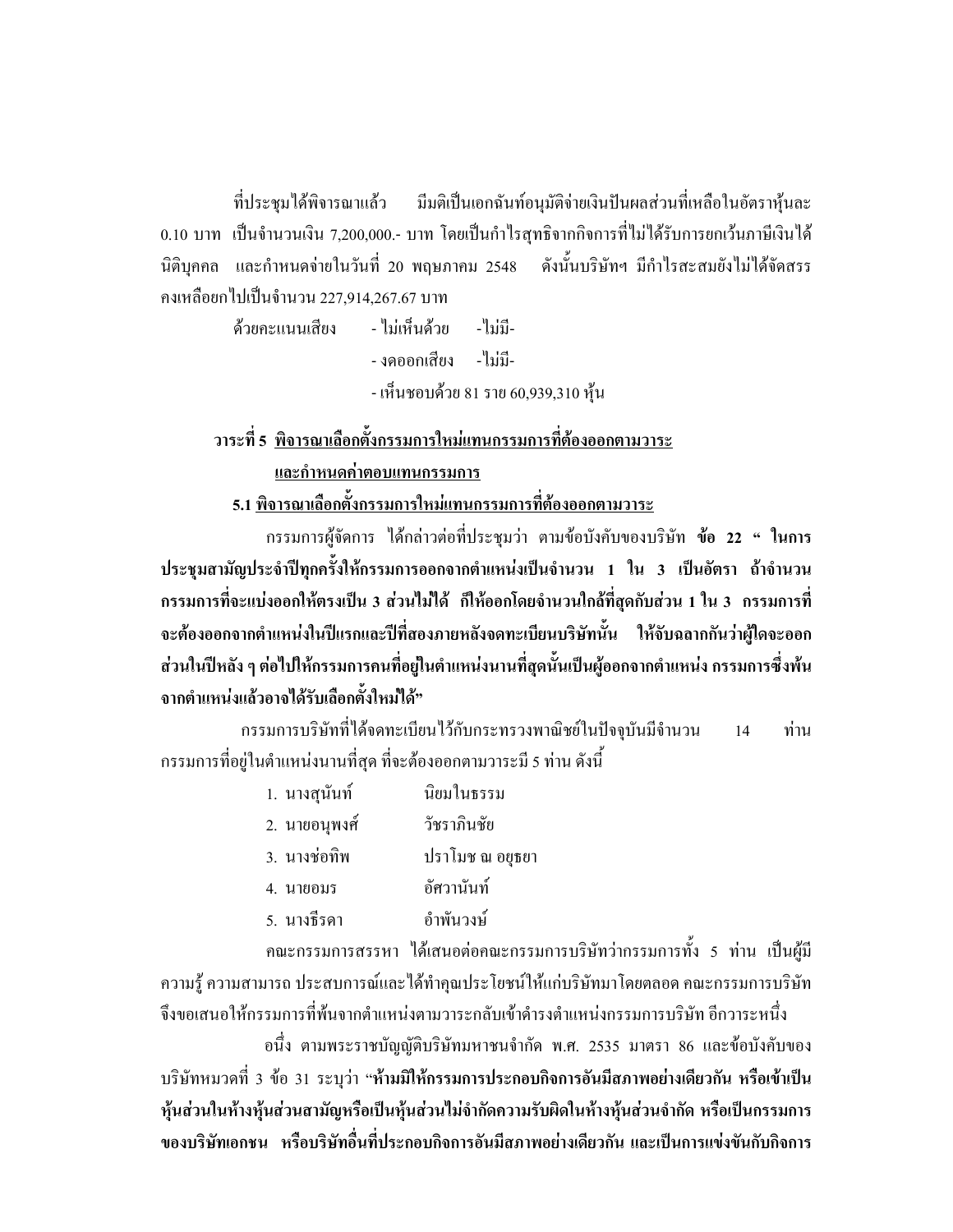ที่ประชุมได้พิจารณาแล้ว มีมติเป็นเอกฉันท์อนุมัติจ่ายเงินปันผลส่วนที่เหลือในอัตราหุ้นละ 0.10 บาท เป็นจำนวนเงิน 7,200,000.- บาท โดยเป็นกำไรสุทธิจากกิจการที่ไม่ได้รับการยกเว้นภาษีเงินได้นิติบุคคล และกำหนดจ่ายในวันที่ 20 พฤษภาคม 2548 ดังนั้นบริษัทฯ มีกำไรสะสมยังไม่ได้จัดสรรคงเหลือยกไปเป็นจำนวน 227,914,267.67 บาท

ด้วยคะแนนเสียง - ไม่เห็นด้วย -ไม่มี-

- งดออกเสียง -ไม่มี-

- เห็นชอบด้วย 81 ราย 60,939,310 หุ้น

**วาระที่ 5 <u>พิจารณาเลือกตั้งกรรมการใหม่แทนกรรมการที่ต้องออกตามวาระ และกำหนดค่าตอบแทนกรรมการ</u>**

**5.1 <u>พิจารณาเลือกตั้งกรรมการใหม่แทนกรรมการที่ต้องออกตามวาระ</u>**

กรรมการผู้จัดการ ได้กล่าวต่อที่ประชุมว่า ตามข้อบังคับของบริษัท **ข้อ 22 " ในการประชุมสามัญประจำปีทุกครั้งให้กรรมการออกจากตำแหน่งเป็นจำนวน 1 ใน 3 เป็นอัตรา ถ้าจำนวนกรรมการที่จะแบ่งออกให้ตรงเป็น 3 ส่วนไม่ได้ ก็ให้ออกโดยจำนวนใกล้ที่สุดกับส่วน 1 ใน 3 กรรมการที่จะต้องออกจากตำแหน่งในปีแรกและปีที่สองภายหลังจดทะเบียนบริษัทนั้น ให้จับฉลากกันว่าผู้ใดจะออก ส่วนในปีหลัง ๆ ต่อไปให้กรรมการคนที่อยู่ในตำแหน่งนานที่สุดนั้นเป็นผู้ออกจากตำแหน่ง กรรมการซึ่งพ้นจากตำแหน่งแล้วอาจได้รับเลือกตั้งใหม่ได้"**

กรรมการบริษัทที่ได้จดทะเบียนไว้กับกระทรวงพาณิชย์ในปัจจุบันมีจำนวน 14 ท่าน กรรมการที่อยู่ในตำแหน่งนานที่สุด ที่จะต้องออกตามวาระมี 5 ท่าน ดังนี้

1. นางสุนันท์ นิยมในธรรม
2. นายอนุพงศ์ วัชราภินชัย
3. นางช่อทิพ ปราโมช ณ อยุธยา
4. นายอมร อัศวานันท์
5. นางธีรดา อำพันวงษ์

คณะกรรมการสรรหา ได้เสนอต่อคณะกรรมการบริษัทว่ากรรมการทั้ง 5 ท่าน เป็นผู้มีความรู้ ความสามารถ ประสบการณ์และได้ทำคุณประโยชน์ให้แก่บริษัทมาโดยตลอด คณะกรรมการบริษัทจึงขอเสนอให้กรรมการที่พ้นจากตำแหน่งตามวาระกลับเข้าดำรงตำแหน่งกรรมการบริษัท อีกวาระหนึ่ง

อนึ่ง ตามพระราชบัญญัติบริษัทมหาชนจำกัด พ.ศ. 2535 มาตรา 86 และข้อบังคับของบริษัทหมวดที่ 3 ข้อ 31 ระบุว่า "**ห้ามมิให้กรรมการประกอบกิจการอันมีสภาพอย่างเดียวกัน หรือเข้าเป็นหุ้นส่วนในห้างหุ้นส่วนสามัญหรือเป็นหุ้นส่วนไม่จำกัดความรับผิดในห้างหุ้นส่วนจำกัด หรือเป็นกรรมการของบริษัทเอกชน หรือบริษัทอื่นที่ประกอบกิจการอันมีสภาพอย่างเดียวกัน และเป็นการแข่งขันกับกิจการ**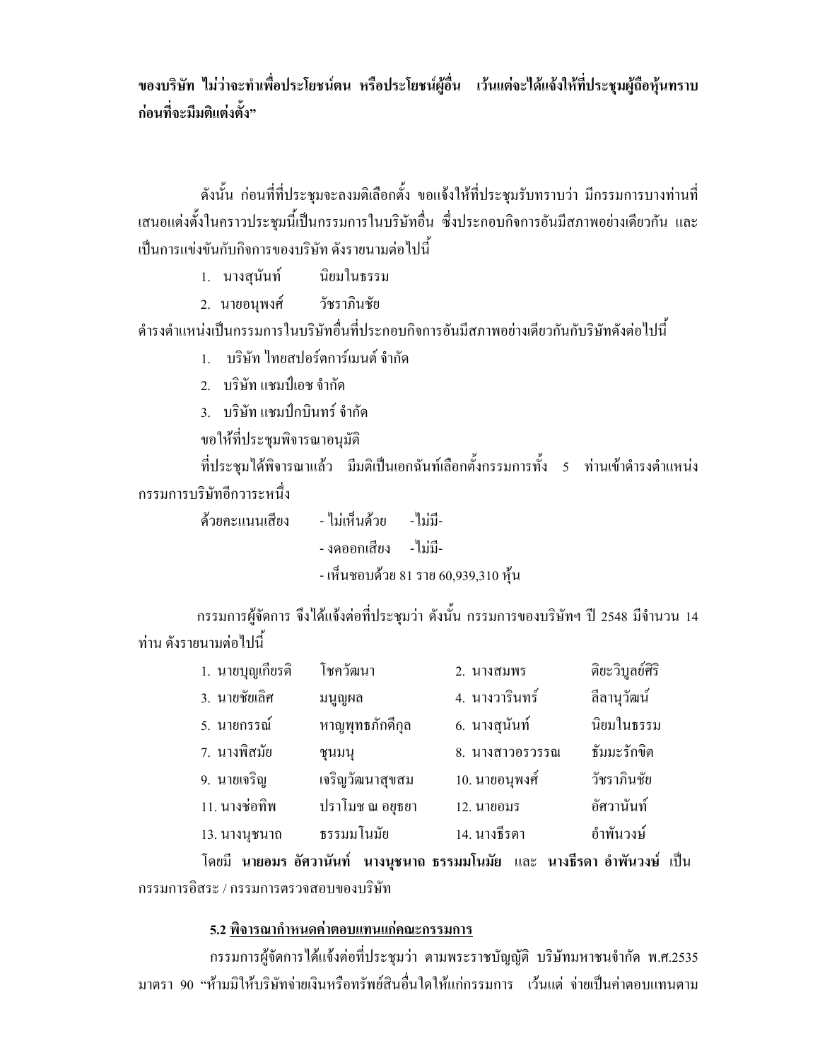**ของบริษัท ไม่ว่าจะทำเพื่อประโยชน์ตน หรือประโยชน์ผู้อื่น เว้นแต่จะได้แจ้งให้ที่ประชุมผู้ถือหุ้นทราบก่อนที่จะมีมติแต่งตั้ง"**

ดังนั้น ก่อนที่ที่ประชุมจะลงมติเลือกตั้ง ขอแจ้งให้ที่ประชุมรับทราบว่า มีกรรมการบางท่านที่เสนอแต่งตั้งในคราวประชุมนี้เป็นกรรมการในบริษัทอื่น ซึ่งประกอบกิจการอันมีสภาพอย่างเดียวกัน และเป็นการแข่งขันกับกิจการของบริษัท ดังรายนามต่อไปนี้

1. นางสุนันท์ นิยมในธรรม
2. นายอนุพงศ์ วัชราภินชัย

ดำรงตำแหน่งเป็นกรรมการในบริษัทอื่นที่ประกอบกิจการอันมีสภาพอย่างเดียวกันกับบริษัทดังต่อไปนี้

1. บริษัท ไทยสปอร์ตการ์เมนต์ จำกัด
2. บริษัท แชมป์เอช จำกัด
3. บริษัท แชมป์กบินทร์ จำกัด

ขอให้ที่ประชุมพิจารณาอนุมัติ

ที่ประชุมได้พิจารณาแล้ว มีมติเป็นเอกฉันท์เลือกตั้งกรรมการทั้ง 5 ท่านเข้าดำรงตำแหน่งกรรมการบริษัทอีกวาระหนึ่ง

ด้วยคะแนนเสียง
- ไม่เห็นด้วย -ไม่มี-
- งดออกเสียง -ไม่มี-
- เห็นชอบด้วย 81 ราย 60,939,310 หุ้น

กรรมการผู้จัดการ จึงได้แจ้งต่อที่ประชุมว่า ดังนั้น กรรมการของบริษัทฯ ปี 2548 มีจำนวน 14 ท่าน ดังรายนามต่อไปนี้

| | | | |
|---|---|---|---|
| 1. นายบุญเกียรติ | โชควัฒนา | 2. นางสมพร | ดิยะวิบูลย์ศิริ |
| 3. นายชัยเลิศ | มนูญผล | 4. นางวารินทร์ | ลีลานุวัฒน์ |
| 5. นายกรรณ์ | หาญพุทธภักดีกุล | 6. นางสุนันท์ | นิยมในธรรม |
| 7. นางพิสมัย | ชุนมนุ | 8. นางสาวอรวรรณ | ธัมมะรักขิต |
| 9. นายเจริญ | เจริญวัฒนาสุขสม | 10. นายอนุพงศ์ | วัชราภินชัย |
| 11. นางช่อทิพ | ปราโมช ณ อยุธยา | 12. นายอมร | อัศวานันท์ |
| 13. นางนุชนาถ | ธรรมมโนมัย | 14. นางธีรดา | อำพันวงษ์ |

โดยมี **นายอมร อัศวานันท์ นางนุชนาถ ธรรมมโนมัย** และ **นางธีรดา อำพันวงษ์** เป็นกรรมการอิสระ / กรรมการตรวจสอบของบริษัท

**5.2 พิจารณากำหนดค่าตอบแทนแก่คณะกรรมการ**

กรรมการผู้จัดการได้แจ้งต่อที่ประชุมว่า ตามพระราชบัญญัติ บริษัทมหาชนจำกัด พ.ศ.2535 มาตรา 90 "ห้ามมิให้บริษัทจ่ายเงินหรือทรัพย์สินอื่นใดให้แก่กรรมการ เว้นแต่ จ่ายเป็นค่าตอบแทนตาม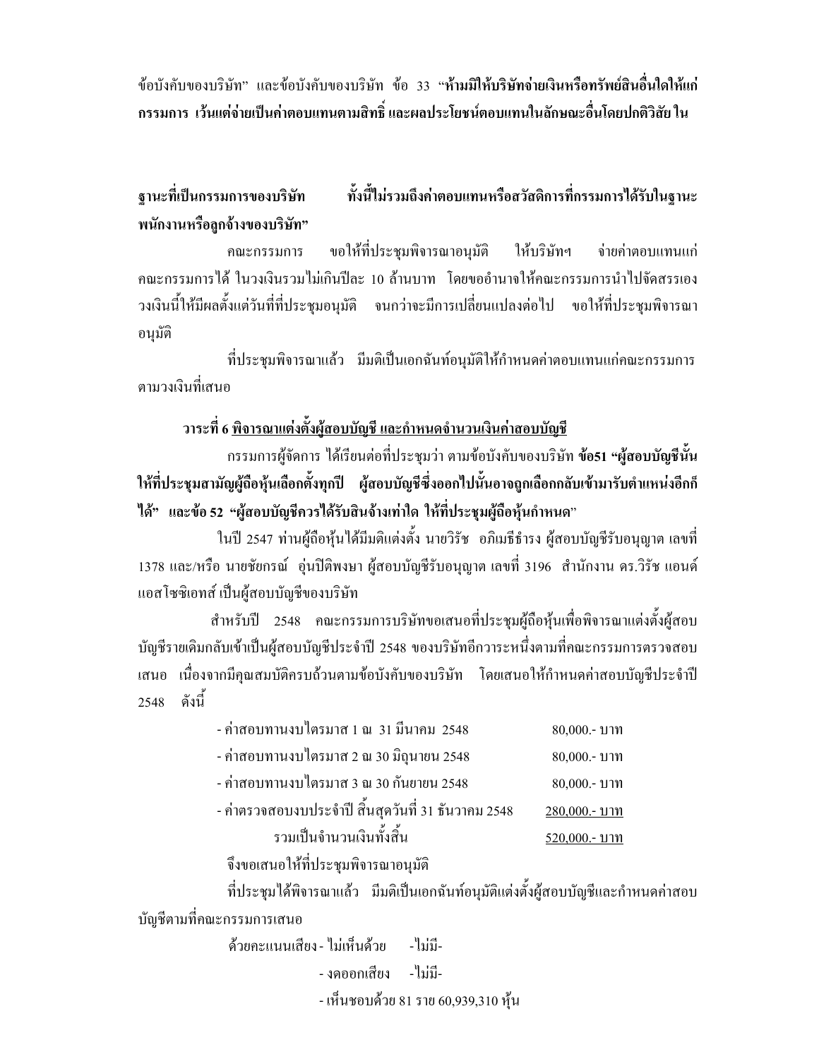ข้อบังคับของบริษัท" และข้อบังคับของบริษัท ข้อ 33 "**ห้ามมิให้บริษัทจ่ายเงินหรือทรัพย์สินอื่นใดให้แก่กรรมการ เว้นแต่จ่ายเป็นค่าตอบแทนตามสิทธิ์ และผลประโยชน์ตอบแทนในลักษณะอื่นโดยปกติวิสัย ในฐานะที่เป็นกรรมการของบริษัท ทั้งนี้ไม่รวมถึงค่าตอบแทนหรือสวัสดิการที่กรรมการได้รับในฐานะพนักงานหรือลูกจ้างของบริษัท**"

คณะกรรมการ ขอให้ที่ประชุมพิจารณาอนุมัติ ให้บริษัทฯ จ่ายค่าตอบแทนแก่คณะกรรมการได้ ในวงเงินรวมไม่เกินปีละ 10 ล้านบาท โดยขออำนาจให้คณะกรรมการนำไปจัดสรรเอง วงเงินนี้ให้มีผลตั้งแต่วันที่ที่ประชุมอนุมัติ จนกว่าจะมีการเปลี่ยนแปลงต่อไป ขอให้ที่ประชุมพิจารณาอนุมัติ

ที่ประชุมพิจารณาแล้ว มีมติเป็นเอกฉันท์อนุมัติให้กำหนดค่าตอบแทนแก่คณะกรรมการตามวงเงินที่เสนอ

**วาระที่ 6 <u>พิจารณาแต่งตั้งผู้สอบบัญชี และกำหนดจำนวนเงินค่าสอบบัญชี</u>**

กรรมการผู้จัดการ ได้เรียนต่อที่ประชุมว่า ตามข้อบังคับของบริษัท **ข้อ51 "ผู้สอบบัญชีนั้นให้ที่ประชุมสามัญผู้ถือหุ้นเลือกตั้งทุกปี ผู้สอบบัญชีซึ่งออกไปนั้นอาจถูกเลือกกลับเข้ามารับตำแหน่งอีกก็ได้" และข้อ 52 "ผู้สอบบัญชีควรได้รับสินจ้างเท่าใด ให้ที่ประชุมผู้ถือหุ้นกำหนด**"

ในปี 2547 ท่านผู้ถือหุ้นได้มีมติแต่งตั้ง นายวิรัช อภิเมธีธำรง ผู้สอบบัญชีรับอนุญาต เลขที่ 1378 และ/หรือ นายชัยกรณ์ อุ่นปิติพงษา ผู้สอบบัญชีรับอนุญาต เลขที่ 3196 สำนักงาน ดร.วิรัช แอนด์ แอสโซซิเอทส์ เป็นผู้สอบบัญชีของบริษัท

สำหรับปี 2548 คณะกรรมการบริษัทขอเสนอที่ประชุมผู้ถือหุ้นเพื่อพิจารณาแต่งตั้งผู้สอบบัญชีรายเดิมกลับเข้าเป็นผู้สอบบัญชีประจำปี 2548 ของบริษัทอีกวาระหนึ่งตามที่คณะกรรมการตรวจสอบเสนอ เนื่องจากมีคุณสมบัติครบถ้วนตามข้อบังคับของบริษัท โดยเสนอให้กำหนดค่าสอบบัญชีประจำปี 2548 ดังนี้

| | |
|---|---|
| - ค่าสอบทานงบไตรมาส 1 ณ 31 มีนาคม 2548 | 80,000.- บาท |
| - ค่าสอบทานงบไตรมาส 2 ณ 30 มิถุนายน 2548 | 80,000.- บาท |
| - ค่าสอบทานงบไตรมาส 3 ณ 30 กันยายน 2548 | 80,000.- บาท |
| - ค่าตรวจสอบงบประจำปี สิ้นสุดวันที่ 31 ธันวาคม 2548 | <u>280,000.- บาท</u> |
| รวมเป็นจำนวนเงินทั้งสิ้น | <u>520,000.- บาท</u> |

จึงขอเสนอให้ที่ประชุมพิจารณาอนุมัติ

ที่ประชุมได้พิจารณาแล้ว มีมติเป็นเอกฉันท์อนุมัติแต่งตั้งผู้สอบบัญชีและกำหนดค่าสอบบัญชีตามที่คณะกรรมการเสนอ

ด้วยคะแนนเสียง - ไม่เห็นด้วย -ไม่มี-

- งดออกเสียง -ไม่มี-
- เห็นชอบด้วย 81 ราย 60,939,310 หุ้น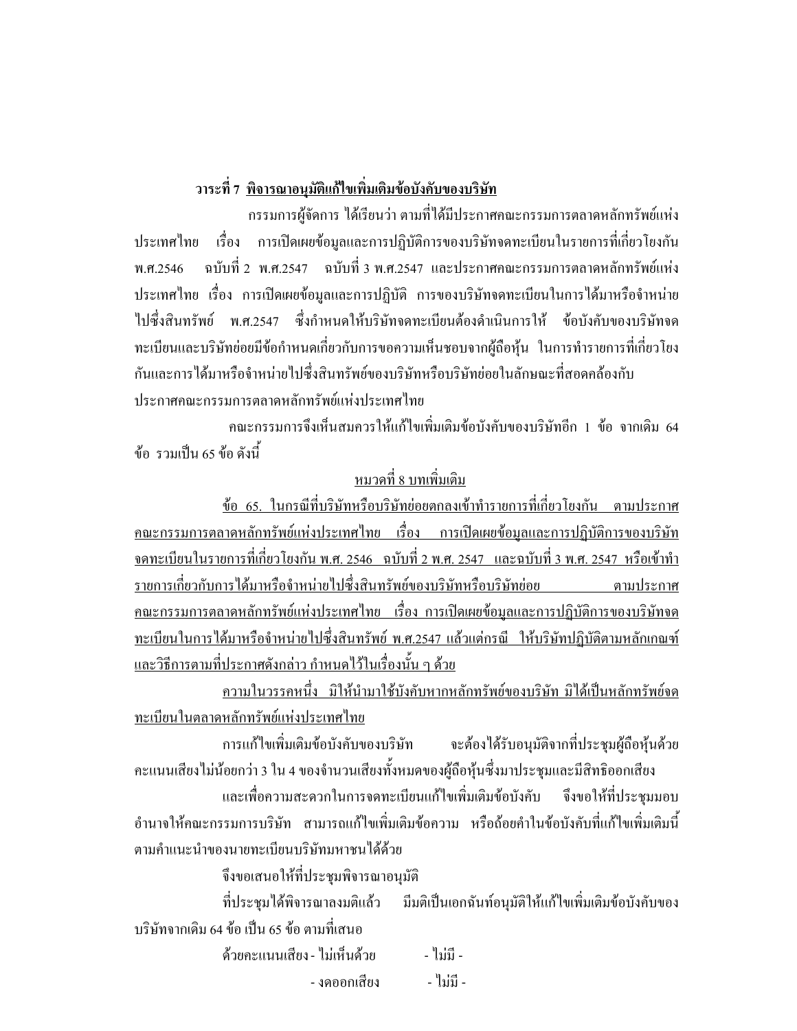**วาระที่ 7 <u>พิจารณาอนุมัติแก้ไขเพิ่มเติมข้อบังคับของบริษัท</u>**

กรรมการผู้จัดการ ได้เรียนว่า ตามที่ได้มีประกาศคณะกรรมการตลาดหลักทรัพย์แห่งประเทศไทย เรื่อง การเปิดเผยข้อมูลและการปฏิบัติการของบริษัทจดทะเบียนในรายการที่เกี่ยวโยงกัน พ.ศ.2546 ฉบับที่ 2 พ.ศ.2547 ฉบับที่ 3 พ.ศ.2547 และประกาศคณะกรรมการตลาดหลักทรัพย์แห่งประเทศไทย เรื่อง การเปิดเผยข้อมูลและการปฏิบัติ การของบริษัทจดทะเบียนในการได้มาหรือจำหน่ายไปซึ่งสินทรัพย์ พ.ศ.2547 ซึ่งกำหนดให้บริษัทจดทะเบียนต้องดำเนินการให้ ข้อบังคับของบริษัทจดทะเบียนและบริษัทย่อยมีข้อกำหนดเกี่ยวกับการขอความเห็นชอบจากผู้ถือหุ้น ในการทำรายการที่เกี่ยวโยงกันและการได้มาหรือจำหน่ายไปซึ่งสินทรัพย์ของบริษัทหรือบริษัทย่อยในลักษณะที่สอดคล้องกับประกาศคณะกรรมการตลาดหลักทรัพย์แห่งประเทศไทย

คณะกรรมการจึงเห็นสมควรให้แก้ไขเพิ่มเติมข้อบังคับของบริษัทอีก 1 ข้อ จากเดิม 64 ข้อ รวมเป็น 65 ข้อ ดังนี้

<u>หมวดที่ 8 บทเพิ่มเติม</u>

<u>ข้อ 65. ในกรณีที่บริษัทหรือบริษัทย่อยตกลงเข้าทำรายการที่เกี่ยวโยงกัน ตามประกาศคณะกรรมการตลาดหลักทรัพย์แห่งประเทศไทย เรื่อง การเปิดเผยข้อมูลและการปฏิบัติการของบริษัทจดทะเบียนในรายการที่เกี่ยวโยงกัน พ.ศ. 2546 ฉบับที่ 2 พ.ศ. 2547 และฉบับที่ 3 พ.ศ. 2547 หรือเข้าทำรายการเกี่ยวกับการได้มาหรือจำหน่ายไปซึ่งสินทรัพย์ของบริษัทหรือบริษัทย่อย ตามประกาศคณะกรรมการตลาดหลักทรัพย์แห่งประเทศไทย เรื่อง การเปิดเผยข้อมูลและการปฏิบัติการของบริษัทจดทะเบียนในการได้มาหรือจำหน่ายไปซึ่งสินทรัพย์ พ.ศ.2547 แล้วแต่กรณี ให้บริษัทปฏิบัติตามหลักเกณฑ์และวิธีการตามที่ประกาศดังกล่าว กำหนดไว้ในเรื่องนั้น ๆ ด้วย</u>

<u>ความในวรรคหนึ่ง มิให้นำมาใช้บังคับหากหลักทรัพย์ของบริษัท มิได้เป็นหลักทรัพย์จดทะเบียนในตลาดหลักทรัพย์แห่งประเทศไทย</u>

การแก้ไขเพิ่มเติมข้อบังคับของบริษัท จะต้องได้รับอนุมัติจากที่ประชุมผู้ถือหุ้นด้วยคะแนนเสียงไม่น้อยกว่า 3 ใน 4 ของจำนวนเสียงทั้งหมดของผู้ถือหุ้นซึ่งมาประชุมและมีสิทธิออกเสียง

และเพื่อความสะดวกในการจดทะเบียนแก้ไขเพิ่มเติมข้อบังคับ จึงขอให้ที่ประชุมมอบอำนาจให้คณะกรรมการบริษัท สามารถแก้ไขเพิ่มเติมข้อความ หรือถ้อยคำในข้อบังคับที่แก้ไขเพิ่มเติมนี้ตามคำแนะนำของนายทะเบียนบริษัทมหาชนได้ด้วย

จึงขอเสนอให้ที่ประชุมพิจารณาอนุมัติ

ที่ประชุมได้พิจารณาลงมติแล้ว มีมติเป็นเอกฉันท์อนุมัติให้แก้ไขเพิ่มเติมข้อบังคับของบริษัทจากเดิม 64 ข้อ เป็น 65 ข้อ ตามที่เสนอ

ด้วยคะแนนเสียง - ไม่เห็นด้วย - ไม่มี -

- งดออกเสียง - ไม่มี -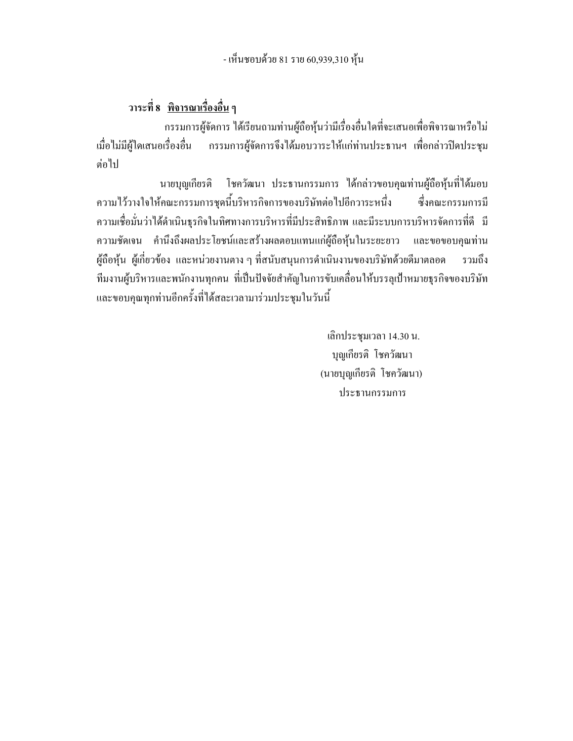- เห็นชอบด้วย 81 ราย 60,939,310 หุ้น

**วาระที่ 8 <u>พิจารณาเรื่องอื่น</u> ๆ**

กรรมการผู้จัดการ ได้เรียนถามท่านผู้ถือหุ้นว่ามีเรื่องอื่นใดที่จะเสนอเพื่อพิจารณาหรือไม่ เมื่อไม่มีผู้ใดเสนอเรื่องอื่น กรรมการผู้จัดการจึงได้มอบวาระให้แก่ท่านประธานฯ เพื่อกล่าวปิดประชุมต่อไป

นายบุญเกียรติ โชควัฒนา ประธานกรรมการ ได้กล่าวขอบคุณท่านผู้ถือหุ้นที่ได้มอบความไว้วางใจให้คณะกรรมการชุดนี้บริหารกิจการของบริษัทต่อไปอีกวาระหนึ่ง ซึ่งคณะกรรมการมีความเชื่อมั่นว่าได้ดำเนินธุรกิจในทิศทางการบริหารที่มีประสิทธิภาพ และมีระบบการบริหารจัดการที่ดี มีความชัดเจน คำนึงถึงผลประโยชน์และสร้างผลตอบแทนแก่ผู้ถือหุ้นในระยะยาว และขอขอบคุณท่านผู้ถือหุ้น ผู้เกี่ยวข้อง และหน่วยงานต่าง ๆ ที่สนับสนุนการดำเนินงานของบริษัทด้วยดีมาตลอด รวมถึงทีมงานผู้บริหารและพนักงานทุกคน ที่เป็นปัจจัยสำคัญในการขับเคลื่อนให้บรรลุเป้าหมายธุรกิจของบริษัท และขอบคุณทุกท่านอีกครั้งที่ได้สละเวลามาร่วมประชุมในวันนี้

เลิกประชุมเวลา 14.30 น.

บุญเกียรติ โชควัฒนา

(นายบุญเกียรติ โชควัฒนา)

ประธานกรรมการ